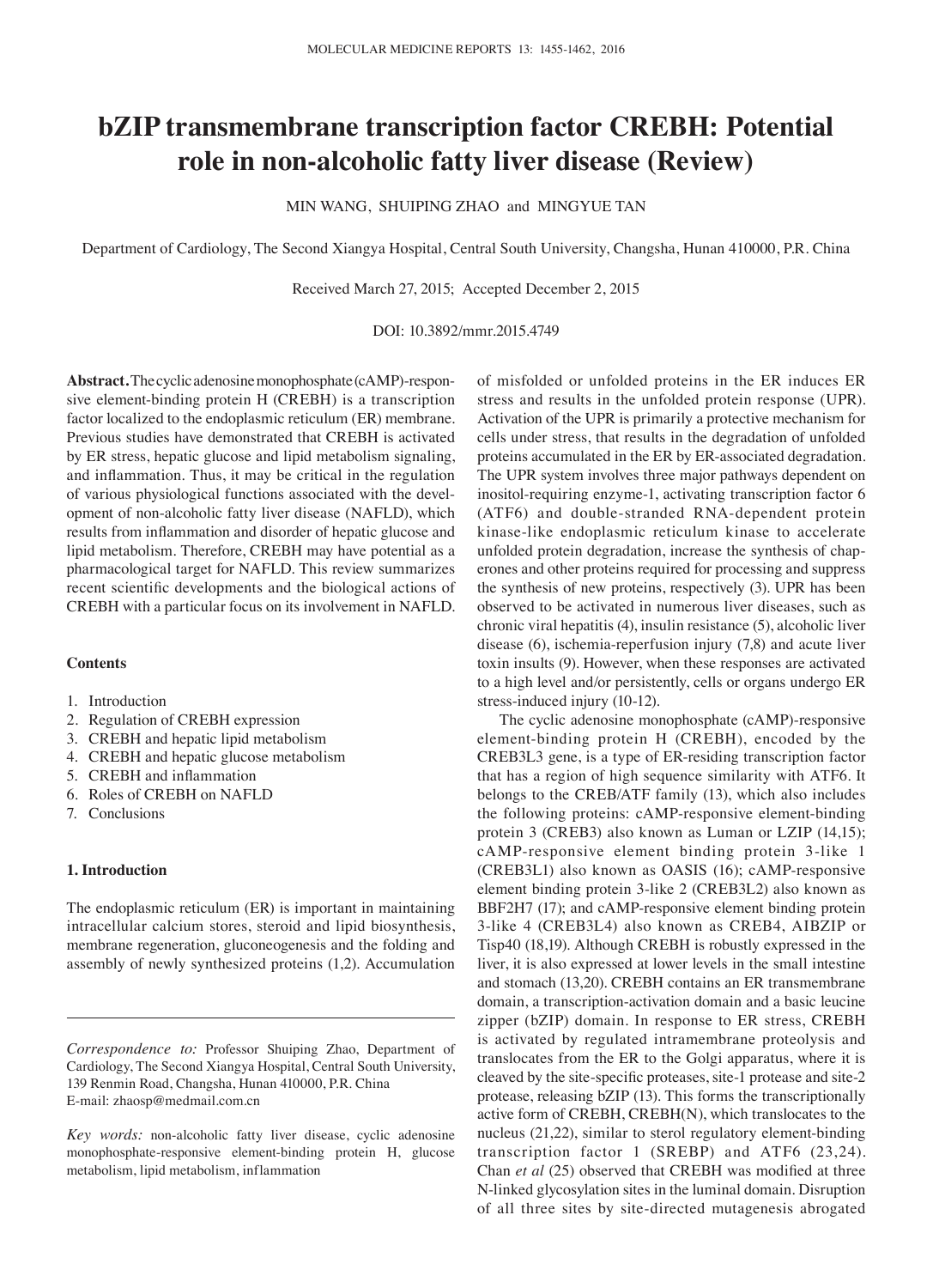# bZIP transmembrane transcription factor CREBH: Potential role in non-alcoholic fatty liver disease (Review)

MIN WANG, SHUIPING ZHAO and MINGYUE TAN

Department of Cardiology, The Second Xiangya Hospital, Central South University, Changsha, Hunan 410000, P.R. China

Received March 27, 2015; Accepted December 2, 2015

DOI: 10.3892/mmr.2015.4749

**Abstract.** The cyclic adenosine monophosphate (cAMP)-responsive element-binding protein H (CREBH) is a transcription factor localized to the endoplasmic reticulum (ER) membrane. Previous studies have demonstrated that CREBH is activated by ER stress, hepatic glucose and lipid metabolism signaling, and inflammation. Thus, it may be critical in the regulation of various physiological functions associated with the development of non-alcoholic fatty liver disease (NAFLD), which results from inflammation and disorder of hepatic glucose and lipid metabolism. Therefore, CREBH may have potential as a pharmacological target for NAFLD. This review summarizes recent scientific developments and the biological actions of CREBH with a particular focus on its involvement in NAFLD.

**Contents**

1. Introduction
2. Regulation of CREBH expression
3. CREBH and hepatic lipid metabolism
4. CREBH and hepatic glucose metabolism
5. CREBH and inflammation
6. Roles of CREBH on NAFLD
7. Conclusions

## 1. Introduction

The endoplasmic reticulum (ER) is important in maintaining intracellular calcium stores, steroid and lipid biosynthesis, membrane regeneration, gluconeogenesis and the folding and assembly of newly synthesized proteins (1,2). Accumulation of misfolded or unfolded proteins in the ER induces ER stress and results in the unfolded protein response (UPR). Activation of the UPR is primarily a protective mechanism for cells under stress, that results in the degradation of unfolded proteins accumulated in the ER by ER-associated degradation. The UPR system involves three major pathways dependent on inositol-requiring enzyme-1, activating transcription factor 6 (ATF6) and double-stranded RNA-dependent protein kinase-like endoplasmic reticulum kinase to accelerate unfolded protein degradation, increase the synthesis of chaperones and other proteins required for processing and suppress the synthesis of new proteins, respectively (3). UPR has been observed to be activated in numerous liver diseases, such as chronic viral hepatitis (4), insulin resistance (5), alcoholic liver disease (6), ischemia-reperfusion injury (7,8) and acute liver toxin insults (9). However, when these responses are activated to a high level and/or persistently, cells or organs undergo ER stress-induced injury (10-12).

The cyclic adenosine monophosphate (cAMP)-responsive element-binding protein H (CREBH), encoded by the CREB3L3 gene, is a type of ER-residing transcription factor that has a region of high sequence similarity with ATF6. It belongs to the CREB/ATF family (13), which also includes the following proteins: cAMP-responsive element-binding protein 3 (CREB3) also known as Luman or LZIP (14,15); cAMP-responsive element binding protein 3-like 1 (CREB3L1) also known as OASIS (16); cAMP-responsive element binding protein 3-like 2 (CREB3L2) also known as BBF2H7 (17); and cAMP-responsive element binding protein 3-like 4 (CREB3L4) also known as CREB4, AIBZIP or Tisp40 (18,19). Although CREBH is robustly expressed in the liver, it is also expressed at lower levels in the small intestine and stomach (13,20). CREBH contains an ER transmembrane domain, a transcription-activation domain and a basic leucine zipper (bZIP) domain. In response to ER stress, CREBH is activated by regulated intramembrane proteolysis and translocates from the ER to the Golgi apparatus, where it is cleaved by the site-specific proteases, site-1 protease and site-2 protease, releasing bZIP (13). This forms the transcriptionally active form of CREBH, CREBH(N), which translocates to the nucleus (21,22), similar to sterol regulatory element-binding transcription factor 1 (SREBP) and ATF6 (23,24). Chan *et al* (25) observed that CREBH was modified at three N-linked glycosylation sites in the luminal domain. Disruption of all three sites by site-directed mutagenesis abrogated

*Correspondence to:* Professor Shuiping Zhao, Department of Cardiology, The Second Xiangya Hospital, Central South University, 139 Renmin Road, Changsha, Hunan 410000, P.R. China
E-mail: zhaosp@medmail.com.cn

*Key words:* non-alcoholic fatty liver disease, cyclic adenosine monophosphate-responsive element-binding protein H, glucose metabolism, lipid metabolism, inflammation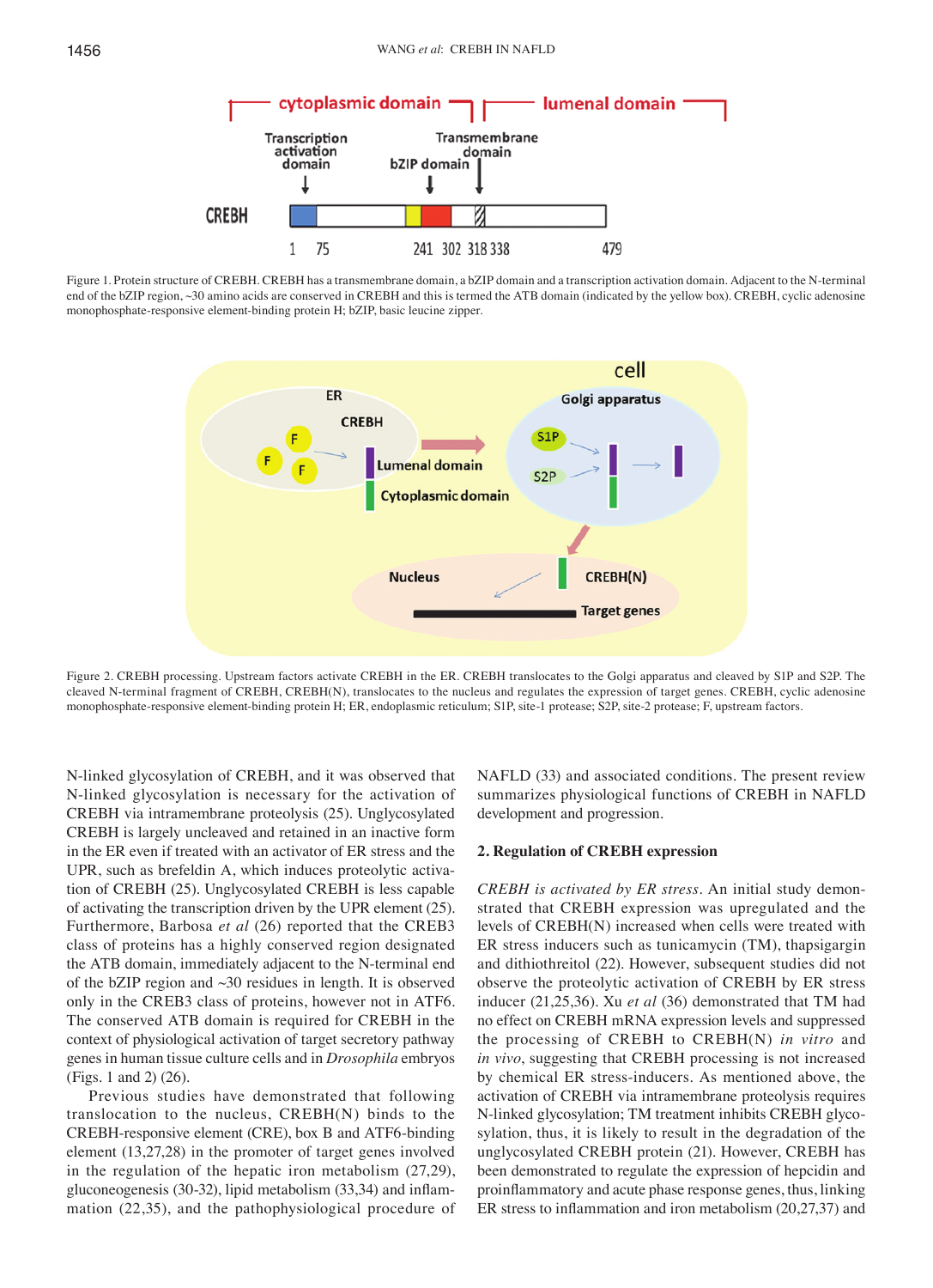Figure 1. Protein structure of CREBH. CREBH has a transmembrane domain, a bZIP domain and a transcription activation domain. Adjacent to the N-terminal end of the bZIP region, ~30 amino acids are conserved in CREBH and this is termed the ATB domain (indicated by the yellow box). CREBH, cyclic adenosine monophosphate-responsive element-binding protein H; bZIP, basic leucine zipper.

Figure 2. CREBH processing. Upstream factors activate CREBH in the ER. CREBH translocates to the Golgi apparatus and cleaved by S1P and S2P. The cleaved N-terminal fragment of CREBH, CREBH(N), translocates to the nucleus and regulates the expression of target genes. CREBH, cyclic adenosine monophosphate-responsive element-binding protein H; ER, endoplasmic reticulum; S1P, site-1 protease; S2P, site-2 protease; F, upstream factors.

N-linked glycosylation of CREBH, and it was observed that N-linked glycosylation is necessary for the activation of CREBH via intramembrane proteolysis (25). Unglycosylated CREBH is largely uncleaved and retained in an inactive form in the ER even if treated with an activator of ER stress and the UPR, such as brefeldin A, which induces proteolytic activation of CREBH (25). Unglycosylated CREBH is less capable of activating the transcription driven by the UPR element (25). Furthermore, Barbosa *et al* (26) reported that the CREB3 class of proteins has a highly conserved region designated the ATB domain, immediately adjacent to the N-terminal end of the bZIP region and ~30 residues in length. It is observed only in the CREB3 class of proteins, however not in ATF6. The conserved ATB domain is required for CREBH in the context of physiological activation of target secretory pathway genes in human tissue culture cells and in *Drosophila* embryos (Figs. 1 and 2) (26).

Previous studies have demonstrated that following translocation to the nucleus, CREBH(N) binds to the CREBH-responsive element (CRE), box B and ATF6-binding element (13,27,28) in the promoter of target genes involved in the regulation of the hepatic iron metabolism (27,29), gluconeogenesis (30-32), lipid metabolism (33,34) and inflammation (22,35), and the pathophysiological procedure of NAFLD (33) and associated conditions. The present review summarizes physiological functions of CREBH in NAFLD development and progression.

## 2. Regulation of CREBH expression

*CREBH is activated by ER stress*. An initial study demonstrated that CREBH expression was upregulated and the levels of CREBH(N) increased when cells were treated with ER stress inducers such as tunicamycin (TM), thapsigargin and dithiothreitol (22). However, subsequent studies did not observe the proteolytic activation of CREBH by ER stress inducer (21,25,36). Xu *et al* (36) demonstrated that TM had no effect on CREBH mRNA expression levels and suppressed the processing of CREBH to CREBH(N) *in vitro* and *in vivo*, suggesting that CREBH processing is not increased by chemical ER stress-inducers. As mentioned above, the activation of CREBH via intramembrane proteolysis requires N-linked glycosylation; TM treatment inhibits CREBH glycosylation, thus, it is likely to result in the degradation of the unglycosylated CREBH protein (21). However, CREBH has been demonstrated to regulate the expression of hepcidin and proinflammatory and acute phase response genes, thus, linking ER stress to inflammation and iron metabolism (20,27,37) and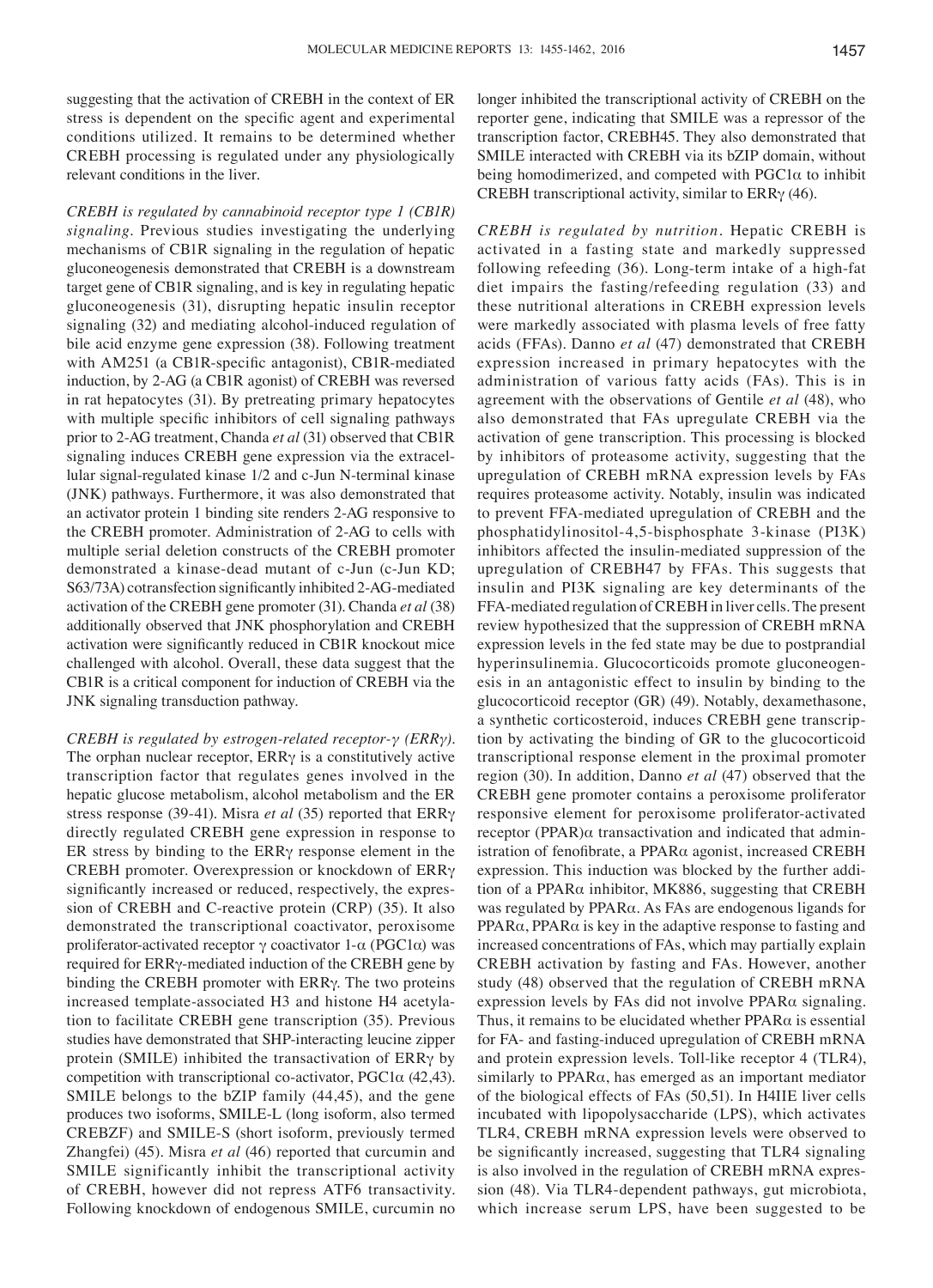suggesting that the activation of CREBH in the context of ER stress is dependent on the specific agent and experimental conditions utilized. It remains to be determined whether CREBH processing is regulated under any physiologically relevant conditions in the liver.

*CREBH is regulated by cannabinoid receptor type 1 (CB1R) signaling.* Previous studies investigating the underlying mechanisms of CB1R signaling in the regulation of hepatic gluconeogenesis demonstrated that CREBH is a downstream target gene of CB1R signaling, and is key in regulating hepatic gluconeogenesis (31), disrupting hepatic insulin receptor signaling (32) and mediating alcohol-induced regulation of bile acid enzyme gene expression (38). Following treatment with AM251 (a CB1R-specific antagonist), CB1R-mediated induction, by 2-AG (a CB1R agonist) of CREBH was reversed in rat hepatocytes (31). By pretreating primary hepatocytes with multiple specific inhibitors of cell signaling pathways prior to 2-AG treatment, Chanda *et al* (31) observed that CB1R signaling induces CREBH gene expression via the extracellular signal-regulated kinase 1/2 and c-Jun N-terminal kinase (JNK) pathways. Furthermore, it was also demonstrated that an activator protein 1 binding site renders 2-AG responsive to the CREBH promoter. Administration of 2-AG to cells with multiple serial deletion constructs of the CREBH promoter demonstrated a kinase-dead mutant of c-Jun (c-Jun KD; S63/73A) cotransfection significantly inhibited 2-AG-mediated activation of the CREBH gene promoter (31). Chanda *et al* (38) additionally observed that JNK phosphorylation and CREBH activation were significantly reduced in CB1R knockout mice challenged with alcohol. Overall, these data suggest that the CB1R is a critical component for induction of CREBH via the JNK signaling transduction pathway.

*CREBH is regulated by estrogen-related receptor-γ (ERRγ).* The orphan nuclear receptor, ERRγ is a constitutively active transcription factor that regulates genes involved in the hepatic glucose metabolism, alcohol metabolism and the ER stress response (39-41). Misra *et al* (35) reported that ERRγ directly regulated CREBH gene expression in response to ER stress by binding to the ERRγ response element in the CREBH promoter. Overexpression or knockdown of ERRγ significantly increased or reduced, respectively, the expression of CREBH and C-reactive protein (CRP) (35). It also demonstrated the transcriptional coactivator, peroxisome proliferator-activated receptor γ coactivator 1-α (PGC1α) was required for ERRγ-mediated induction of the CREBH gene by binding the CREBH promoter with ERRγ. The two proteins increased template-associated H3 and histone H4 acetylation to facilitate CREBH gene transcription (35). Previous studies have demonstrated that SHP-interacting leucine zipper protein (SMILE) inhibited the transactivation of ERRγ by competition with transcriptional co-activator, PGC1α (42,43). SMILE belongs to the bZIP family (44,45), and the gene produces two isoforms, SMILE-L (long isoform, also termed CREBZF) and SMILE-S (short isoform, previously termed Zhangfei) (45). Misra *et al* (46) reported that curcumin and SMILE significantly inhibit the transcriptional activity of CREBH, however did not repress ATF6 transactivity. Following knockdown of endogenous SMILE, curcumin no longer inhibited the transcriptional activity of CREBH on the reporter gene, indicating that SMILE was a repressor of the transcription factor, CREBH45. They also demonstrated that SMILE interacted with CREBH via its bZIP domain, without being homodimerized, and competed with PGC1α to inhibit CREBH transcriptional activity, similar to ERRγ (46).

*CREBH is regulated by nutrition.* Hepatic CREBH is activated in a fasting state and markedly suppressed following refeeding (36). Long-term intake of a high-fat diet impairs the fasting/refeeding regulation (33) and these nutritional alterations in CREBH expression levels were markedly associated with plasma levels of free fatty acids (FFAs). Danno *et al* (47) demonstrated that CREBH expression increased in primary hepatocytes with the administration of various fatty acids (FAs). This is in agreement with the observations of Gentile *et al* (48), who also demonstrated that FAs upregulate CREBH via the activation of gene transcription. This processing is blocked by inhibitors of proteasome activity, suggesting that the upregulation of CREBH mRNA expression levels by FAs requires proteasome activity. Notably, insulin was indicated to prevent FFA-mediated upregulation of CREBH and the phosphatidylinositol-4,5-bisphosphate 3-kinase (PI3K) inhibitors affected the insulin-mediated suppression of the upregulation of CREBH47 by FFAs. This suggests that insulin and PI3K signaling are key determinants of the FFA-mediated regulation of CREBH in liver cells. The present review hypothesized that the suppression of CREBH mRNA expression levels in the fed state may be due to postprandial hyperinsulinemia. Glucocorticoids promote gluconeogenesis in an antagonistic effect to insulin by binding to the glucocorticoid receptor (GR) (49). Notably, dexamethasone, a synthetic corticosteroid, induces CREBH gene transcription by activating the binding of GR to the glucocorticoid transcriptional response element in the proximal promoter region (30). In addition, Danno *et al* (47) observed that the CREBH gene promoter contains a peroxisome proliferator responsive element for peroxisome proliferator-activated receptor (PPAR)α transactivation and indicated that administration of fenofibrate, a PPARα agonist, increased CREBH expression. This induction was blocked by the further addition of a PPARα inhibitor, MK886, suggesting that CREBH was regulated by PPARα. As FAs are endogenous ligands for PPARα, PPARα is key in the adaptive response to fasting and increased concentrations of FAs, which may partially explain CREBH activation by fasting and FAs. However, another study (48) observed that the regulation of CREBH mRNA expression levels by FAs did not involve PPARα signaling. Thus, it remains to be elucidated whether PPARα is essential for FA- and fasting-induced upregulation of CREBH mRNA and protein expression levels. Toll-like receptor 4 (TLR4), similarly to PPARα, has emerged as an important mediator of the biological effects of FAs (50,51). In H4IIE liver cells incubated with lipopolysaccharide (LPS), which activates TLR4, CREBH mRNA expression levels were observed to be significantly increased, suggesting that TLR4 signaling is also involved in the regulation of CREBH mRNA expression (48). Via TLR4-dependent pathways, gut microbiota, which increase serum LPS, have been suggested to be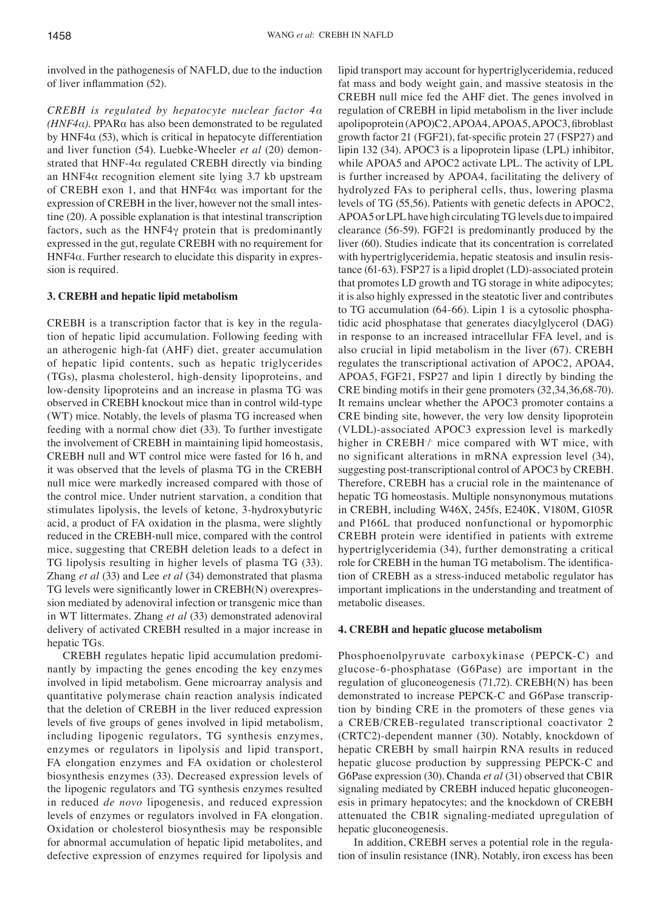involved in the pathogenesis of NAFLD, due to the induction of liver inflammation (52).

*CREBH is regulated by hepatocyte nuclear factor 4α (HNF4α).* PPARα has also been demonstrated to be regulated by HNF4α (53), which is critical in hepatocyte differentiation and liver function (54). Luebke-Wheeler *et al* (20) demonstrated that HNF-4α regulated CREBH directly via binding an HNF4α recognition element site lying 3.7 kb upstream of CREBH exon 1, and that HNF4α was important for the expression of CREBH in the liver, however not the small intestine (20). A possible explanation is that intestinal transcription factors, such as the HNF4γ protein that is predominantly expressed in the gut, regulate CREBH with no requirement for HNF4α. Further research to elucidate this disparity in expression is required.

## 3. CREBH and hepatic lipid metabolism

CREBH is a transcription factor that is key in the regulation of hepatic lipid accumulation. Following feeding with an atherogenic high-fat (AHF) diet, greater accumulation of hepatic lipid contents, such as hepatic triglycerides (TGs), plasma cholesterol, high-density lipoproteins, and low-density lipoproteins and an increase in plasma TG was observed in CREBH knockout mice than in control wild-type (WT) mice. Notably, the levels of plasma TG increased when feeding with a normal chow diet (33). To further investigate the involvement of CREBH in maintaining lipid homeostasis, CREBH null and WT control mice were fasted for 16 h, and it was observed that the levels of plasma TG in the CREBH null mice were markedly increased compared with those of the control mice. Under nutrient starvation, a condition that stimulates lipolysis, the levels of ketone, 3-hydroxybutyric acid, a product of FA oxidation in the plasma, were slightly reduced in the CREBH-null mice, compared with the control mice, suggesting that CREBH deletion leads to a defect in TG lipolysis resulting in higher levels of plasma TG (33). Zhang *et al* (33) and Lee *et al* (34) demonstrated that plasma TG levels were significantly lower in CREBH(N) overexpression mediated by adenoviral infection or transgenic mice than in WT littermates. Zhang *et al* (33) demonstrated adenoviral delivery of activated CREBH resulted in a major increase in hepatic TGs.

CREBH regulates hepatic lipid accumulation predominantly by impacting the genes encoding the key enzymes involved in lipid metabolism. Gene microarray analysis and quantitative polymerase chain reaction analysis indicated that the deletion of CREBH in the liver reduced expression levels of five groups of genes involved in lipid metabolism, including lipogenic regulators, TG synthesis enzymes, enzymes or regulators in lipolysis and lipid transport, FA elongation enzymes and FA oxidation or cholesterol biosynthesis enzymes (33). Decreased expression levels of the lipogenic regulators and TG synthesis enzymes resulted in reduced *de novo* lipogenesis, and reduced expression levels of enzymes or regulators involved in FA elongation. Oxidation or cholesterol biosynthesis may be responsible for abnormal accumulation of hepatic lipid metabolites, and defective expression of enzymes required for lipolysis and lipid transport may account for hypertriglyceridemia, reduced fat mass and body weight gain, and massive steatosis in the CREBH null mice fed the AHF diet. The genes involved in regulation of CREBH in lipid metabolism in the liver include apolipoprotein (APO)C2, APOA4, APOA5, APOC3, fibroblast growth factor 21 (FGF21), fat-specific protein 27 (FSP27) and lipin 132 (34). APOC3 is a lipoprotein lipase (LPL) inhibitor, while APOA5 and APOC2 activate LPL. The activity of LPL is further increased by APOA4, facilitating the delivery of hydrolyzed FAs to peripheral cells, thus, lowering plasma levels of TG (55,56). Patients with genetic defects in APOC2, APOA5 or LPL have high circulating TG levels due to impaired clearance (56-59). FGF21 is predominantly produced by the liver (60). Studies indicate that its concentration is correlated with hypertriglyceridemia, hepatic steatosis and insulin resistance (61-63). FSP27 is a lipid droplet (LD)-associated protein that promotes LD growth and TG storage in white adipocytes; it is also highly expressed in the steatotic liver and contributes to TG accumulation (64-66). Lipin 1 is a cytosolic phosphatidic acid phosphatase that generates diacylglycerol (DAG) in response to an increased intracellular FFA level, and is also crucial in lipid metabolism in the liver (67). CREBH regulates the transcriptional activation of APOC2, APOA4, APOA5, FGF21, FSP27 and lipin 1 directly by binding the CRE binding motifs in their gene promoters (32,34,36,68-70). It remains unclear whether the APOC3 promoter contains a CRE binding site, however, the very low density lipoprotein (VLDL)-associated APOC3 expression level is markedly higher in CREBH$^{-/-}$ mice compared with WT mice, with no significant alterations in mRNA expression level (34), suggesting post-transcriptional control of APOC3 by CREBH. Therefore, CREBH has a crucial role in the maintenance of hepatic TG homeostasis. Multiple nonsynonymous mutations in CREBH, including W46X, 245fs, E240K, V180M, G105R and P166L that produced nonfunctional or hypomorphic CREBH protein were identified in patients with extreme hypertriglyceridemia (34), further demonstrating a critical role for CREBH in the human TG metabolism. The identification of CREBH as a stress-induced metabolic regulator has important implications in the understanding and treatment of metabolic diseases.

## 4. CREBH and hepatic glucose metabolism

Phosphoenolpyruvate carboxykinase (PEPCK-C) and glucose-6-phosphatase (G6Pase) are important in the regulation of gluconeogenesis (71,72). CREBH(N) has been demonstrated to increase PEPCK-C and G6Pase transcription by binding CRE in the promoters of these genes via a CREB/CREB-regulated transcriptional coactivator 2 (CRTC2)-dependent manner (30). Notably, knockdown of hepatic CREBH by small hairpin RNA results in reduced hepatic glucose production by suppressing PEPCK-C and G6Pase expression (30). Chanda *et al* (31) observed that CB1R signaling mediated by CREBH induced hepatic gluconeogenesis in primary hepatocytes; and the knockdown of CREBH attenuated the CB1R signaling-mediated upregulation of hepatic gluconeogenesis.

In addition, CREBH serves a potential role in the regulation of insulin resistance (INR). Notably, iron excess has been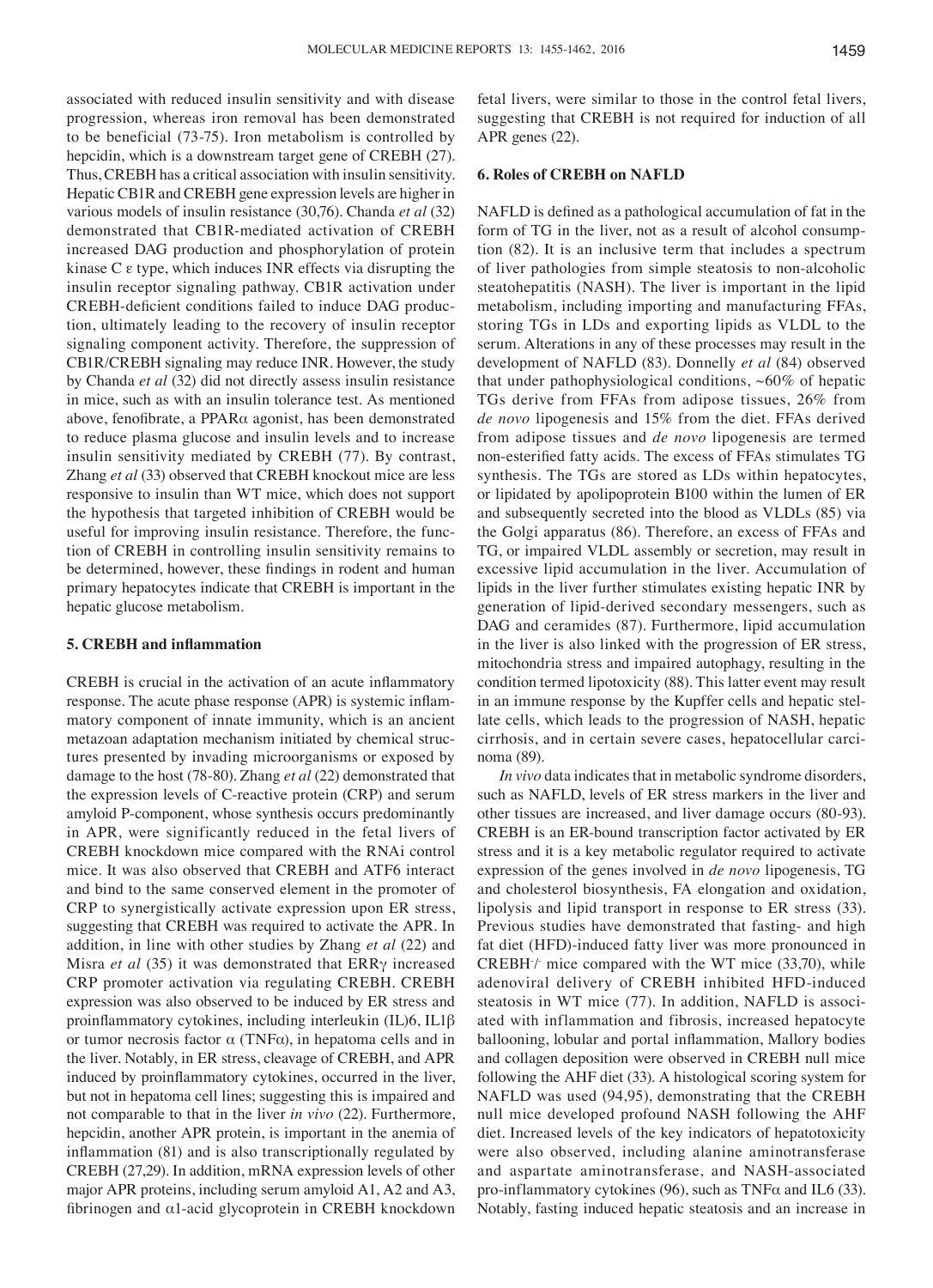associated with reduced insulin sensitivity and with disease progression, whereas iron removal has been demonstrated to be beneficial (73-75). Iron metabolism is controlled by hepcidin, which is a downstream target gene of CREBH (27). Thus, CREBH has a critical association with insulin sensitivity. Hepatic CB1R and CREBH gene expression levels are higher in various models of insulin resistance (30,76). Chanda *et al* (32) demonstrated that CB1R-mediated activation of CREBH increased DAG production and phosphorylation of protein kinase C ε type, which induces INR effects via disrupting the insulin receptor signaling pathway. CB1R activation under CREBH-deficient conditions failed to induce DAG production, ultimately leading to the recovery of insulin receptor signaling component activity. Therefore, the suppression of CB1R/CREBH signaling may reduce INR. However, the study by Chanda *et al* (32) did not directly assess insulin resistance in mice, such as with an insulin tolerance test. As mentioned above, fenofibrate, a PPARα agonist, has been demonstrated to reduce plasma glucose and insulin levels and to increase insulin sensitivity mediated by CREBH (77). By contrast, Zhang *et al* (33) observed that CREBH knockout mice are less responsive to insulin than WT mice, which does not support the hypothesis that targeted inhibition of CREBH would be useful for improving insulin resistance. Therefore, the function of CREBH in controlling insulin sensitivity remains to be determined, however, these findings in rodent and human primary hepatocytes indicate that CREBH is important in the hepatic glucose metabolism.

## 5. CREBH and inflammation

CREBH is crucial in the activation of an acute inflammatory response. The acute phase response (APR) is systemic inflammatory component of innate immunity, which is an ancient metazoan adaptation mechanism initiated by chemical structures presented by invading microorganisms or exposed by damage to the host (78-80). Zhang *et al* (22) demonstrated that the expression levels of C-reactive protein (CRP) and serum amyloid P-component, whose synthesis occurs predominantly in APR, were significantly reduced in the fetal livers of CREBH knockdown mice compared with the RNAi control mice. It was also observed that CREBH and ATF6 interact and bind to the same conserved element in the promoter of CRP to synergistically activate expression upon ER stress, suggesting that CREBH was required to activate the APR. In addition, in line with other studies by Zhang *et al* (22) and Misra *et al* (35) it was demonstrated that ERRγ increased CRP promoter activation via regulating CREBH. CREBH expression was also observed to be induced by ER stress and proinflammatory cytokines, including interleukin (IL)6, IL1β or tumor necrosis factor α (TNFα), in hepatoma cells and in the liver. Notably, in ER stress, cleavage of CREBH, and APR induced by proinflammatory cytokines, occurred in the liver, but not in hepatoma cell lines; suggesting this is impaired and not comparable to that in the liver *in vivo* (22). Furthermore, hepcidin, another APR protein, is important in the anemia of inflammation (81) and is also transcriptionally regulated by CREBH (27,29). In addition, mRNA expression levels of other major APR proteins, including serum amyloid A1, A2 and A3, fibrinogen and α1-acid glycoprotein in CREBH knockdown fetal livers, were similar to those in the control fetal livers, suggesting that CREBH is not required for induction of all APR genes (22).

## 6. Roles of CREBH on NAFLD

NAFLD is defined as a pathological accumulation of fat in the form of TG in the liver, not as a result of alcohol consumption (82). It is an inclusive term that includes a spectrum of liver pathologies from simple steatosis to non-alcoholic steatohepatitis (NASH). The liver is important in the lipid metabolism, including importing and manufacturing FFAs, storing TGs in LDs and exporting lipids as VLDL to the serum. Alterations in any of these processes may result in the development of NAFLD (83). Donnelly *et al* (84) observed that under pathophysiological conditions, ~60% of hepatic TGs derive from FFAs from adipose tissues, 26% from *de novo* lipogenesis and 15% from the diet. FFAs derived from adipose tissues and *de novo* lipogenesis are termed non-esterified fatty acids. The excess of FFAs stimulates TG synthesis. The TGs are stored as LDs within hepatocytes, or lipidated by apolipoprotein B100 within the lumen of ER and subsequently secreted into the blood as VLDLs (85) via the Golgi apparatus (86). Therefore, an excess of FFAs and TG, or impaired VLDL assembly or secretion, may result in excessive lipid accumulation in the liver. Accumulation of lipids in the liver further stimulates existing hepatic INR by generation of lipid-derived secondary messengers, such as DAG and ceramides (87). Furthermore, lipid accumulation in the liver is also linked with the progression of ER stress, mitochondria stress and impaired autophagy, resulting in the condition termed lipotoxicity (88). This latter event may result in an immune response by the Kupffer cells and hepatic stellate cells, which leads to the progression of NASH, hepatic cirrhosis, and in certain severe cases, hepatocellular carcinoma (89).

*In vivo* data indicates that in metabolic syndrome disorders, such as NAFLD, levels of ER stress markers in the liver and other tissues are increased, and liver damage occurs (80-93). CREBH is an ER-bound transcription factor activated by ER stress and it is a key metabolic regulator required to activate expression of the genes involved in *de novo* lipogenesis, TG and cholesterol biosynthesis, FA elongation and oxidation, lipolysis and lipid transport in response to ER stress (33). Previous studies have demonstrated that fasting- and high fat diet (HFD)-induced fatty liver was more pronounced in $CREBH^{-/-}$ mice compared with the WT mice (33,70), while adenoviral delivery of CREBH inhibited HFD-induced steatosis in WT mice (77). In addition, NAFLD is associated with inflammation and fibrosis, increased hepatocyte ballooning, lobular and portal inflammation, Mallory bodies and collagen deposition were observed in CREBH null mice following the AHF diet (33). A histological scoring system for NAFLD was used (94,95), demonstrating that the CREBH null mice developed profound NASH following the AHF diet. Increased levels of the key indicators of hepatotoxicity were also observed, including alanine aminotransferase and aspartate aminotransferase, and NASH-associated pro-inflammatory cytokines (96), such as TNFα and IL6 (33). Notably, fasting induced hepatic steatosis and an increase in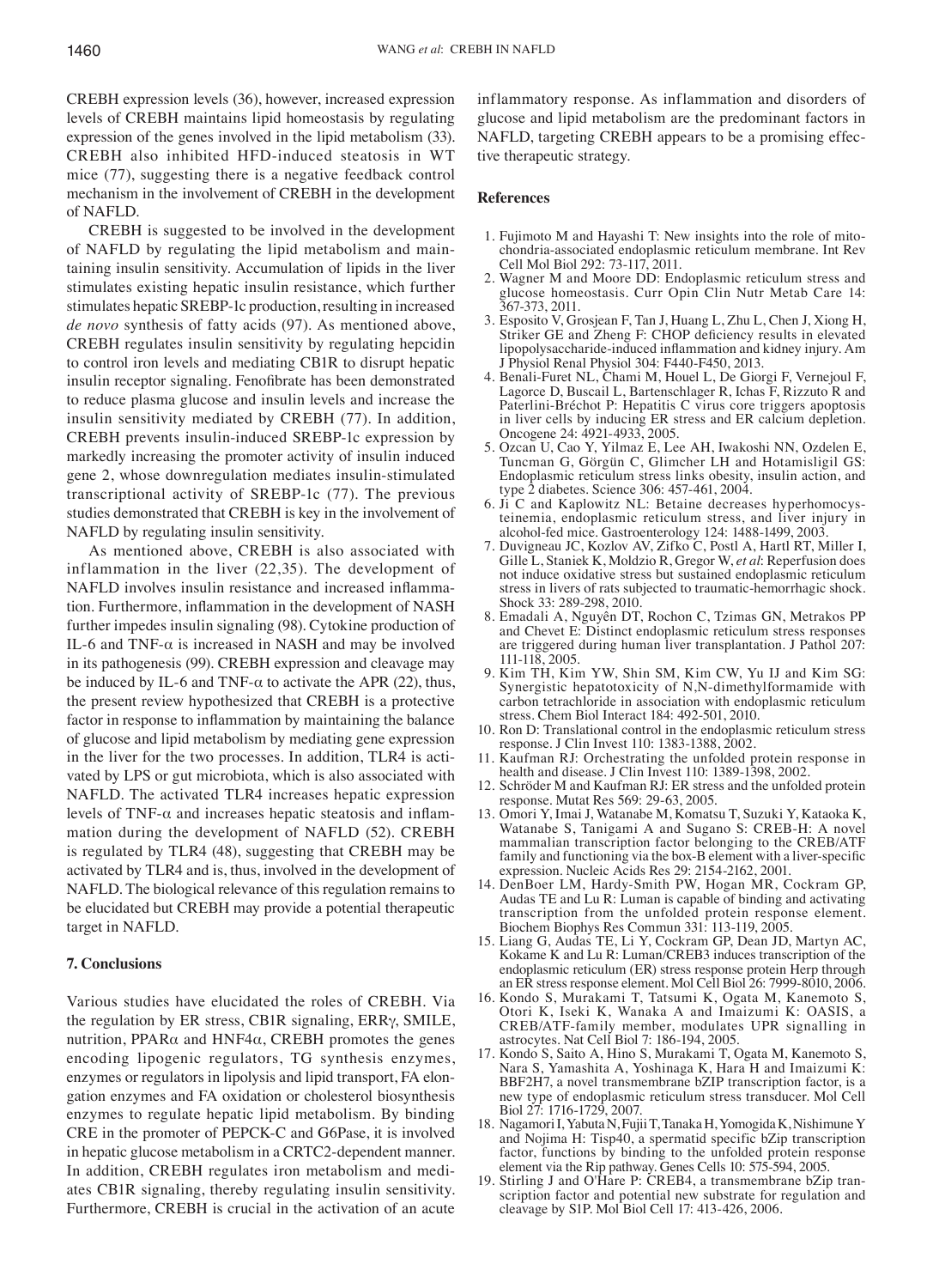CREBH expression levels (36), however, increased expression levels of CREBH maintains lipid homeostasis by regulating expression of the genes involved in the lipid metabolism (33). CREBH also inhibited HFD-induced steatosis in WT mice (77), suggesting there is a negative feedback control mechanism in the involvement of CREBH in the development of NAFLD.

CREBH is suggested to be involved in the development of NAFLD by regulating the lipid metabolism and maintaining insulin sensitivity. Accumulation of lipids in the liver stimulates existing hepatic insulin resistance, which further stimulates hepatic SREBP-1c production, resulting in increased *de novo* synthesis of fatty acids (97). As mentioned above, CREBH regulates insulin sensitivity by regulating hepcidin to control iron levels and mediating CB1R to disrupt hepatic insulin receptor signaling. Fenofibrate has been demonstrated to reduce plasma glucose and insulin levels and increase the insulin sensitivity mediated by CREBH (77). In addition, CREBH prevents insulin-induced SREBP-1c expression by markedly increasing the promoter activity of insulin induced gene 2, whose downregulation mediates insulin-stimulated transcriptional activity of SREBP-1c (77). The previous studies demonstrated that CREBH is key in the involvement of NAFLD by regulating insulin sensitivity.

As mentioned above, CREBH is also associated with inflammation in the liver (22,35). The development of NAFLD involves insulin resistance and increased inflammation. Furthermore, inflammation in the development of NASH further impedes insulin signaling (98). Cytokine production of IL-6 and TNF-$\alpha$ is increased in NASH and may be involved in its pathogenesis (99). CREBH expression and cleavage may be induced by IL-6 and TNF-$\alpha$ to activate the APR (22), thus, the present review hypothesized that CREBH is a protective factor in response to inflammation by maintaining the balance of glucose and lipid metabolism by mediating gene expression in the liver for the two processes. In addition, TLR4 is activated by LPS or gut microbiota, which is also associated with NAFLD. The activated TLR4 increases hepatic expression levels of TNF-$\alpha$ and increases hepatic steatosis and inflammation during the development of NAFLD (52). CREBH is regulated by TLR4 (48), suggesting that CREBH may be activated by TLR4 and is, thus, involved in the development of NAFLD. The biological relevance of this regulation remains to be elucidated but CREBH may provide a potential therapeutic target in NAFLD.

## 7. Conclusions

Various studies have elucidated the roles of CREBH. Via the regulation by ER stress, CB1R signaling, ERR$\gamma$, SMILE, nutrition, PPAR$\alpha$ and HNF4$\alpha$, CREBH promotes the genes encoding lipogenic regulators, TG synthesis enzymes, enzymes or regulators in lipolysis and lipid transport, FA elongation enzymes and FA oxidation or cholesterol biosynthesis enzymes to regulate hepatic lipid metabolism. By binding CRE in the promoter of PEPCK-C and G6Pase, it is involved in hepatic glucose metabolism in a CRTC2-dependent manner. In addition, CREBH regulates iron metabolism and mediates CB1R signaling, thereby regulating insulin sensitivity. Furthermore, CREBH is crucial in the activation of an acute inflammatory response. As inflammation and disorders of glucose and lipid metabolism are the predominant factors in NAFLD, targeting CREBH appears to be a promising effective therapeutic strategy.

## References

1. Fujimoto M and Hayashi T: New insights into the role of mitochondria-associated endoplasmic reticulum membrane. Int Rev Cell Mol Biol 292: 73-117, 2011.
2. Wagner M and Moore DD: Endoplasmic reticulum stress and glucose homeostasis. Curr Opin Clin Nutr Metab Care 14: 367-373, 2011.
3. Esposito V, Grosjean F, Tan J, Huang L, Zhu L, Chen J, Xiong H, Striker GE and Zheng F: CHOP deficiency results in elevated lipopolysaccharide-induced inflammation and kidney injury. Am J Physiol Renal Physiol 304: F440-F450, 2013.
4. Benali-Furet NL, Chami M, Houel L, De Giorgi F, Vernejoul F, Lagorce D, Buscail L, Bartenschlager R, Ichas F, Rizzuto R and Paterlini-Bréchot P: Hepatitis C virus core triggers apoptosis in liver cells by inducing ER stress and ER calcium depletion. Oncogene 24: 4921-4933, 2005.
5. Ozcan U, Cao Y, Yilmaz E, Lee AH, Iwakoshi NN, Ozdelen E, Tuncman G, Görgün C, Glimcher LH and Hotamisligil GS: Endoplasmic reticulum stress links obesity, insulin action, and type 2 diabetes. Science 306: 457-461, 2004.
6. Ji C and Kaplowitz NL: Betaine decreases hyperhomocysteinemia, endoplasmic reticulum stress, and liver injury in alcohol-fed mice. Gastroenterology 124: 1488-1499, 2003.
7. Duvigneau JC, Kozlov AV, Zifko C, Postl A, Hartl RT, Miller I, Gille L, Staniek K, Moldzio R, Gregor W, *et al*: Reperfusion does not induce oxidative stress but sustained endoplasmic reticulum stress in livers of rats subjected to traumatic-hemorrhagic shock. Shock 33: 289-298, 2010.
8. Emadali A, Nguyên DT, Rochon C, Tzimas GN, Metrakos PP and Chevet E: Distinct endoplasmic reticulum stress responses are triggered during human liver transplantation. J Pathol 207: 111-118, 2005.
9. Kim TH, Kim YW, Shin SM, Kim CW, Yu IJ and Kim SG: Synergistic hepatotoxicity of N,N-dimethylformamide with carbon tetrachloride in association with endoplasmic reticulum stress. Chem Biol Interact 184: 492-501, 2010.
10. Ron D: Translational control in the endoplasmic reticulum stress response. J Clin Invest 110: 1383-1388, 2002.
11. Kaufman RJ: Orchestrating the unfolded protein response in health and disease. J Clin Invest 110: 1389-1398, 2002.
12. Schröder M and Kaufman RJ: ER stress and the unfolded protein response. Mutat Res 569: 29-63, 2005.
13. Omori Y, Imai J, Watanabe M, Komatsu T, Suzuki Y, Kataoka K, Watanabe S, Tanigami A and Sugano S: CREB-H: A novel mammalian transcription factor belonging to the CREB/ATF family and functioning via the box-B element with a liver-specific expression. Nucleic Acids Res 29: 2154-2162, 2001.
14. DenBoer LM, Hardy-Smith PW, Hogan MR, Cockram GP, Audas TE and Lu R: Luman is capable of binding and activating transcription from the unfolded protein response element. Biochem Biophys Res Commun 331: 113-119, 2005.
15. Liang G, Audas TE, Li Y, Cockram GP, Dean JD, Martyn AC, Kokame K and Lu R: Luman/CREB3 induces transcription of the endoplasmic reticulum (ER) stress response protein Herp through an ER stress response element. Mol Cell Biol 26: 7999-8010, 2006.
16. Kondo S, Murakami T, Tatsumi K, Ogata M, Kanemoto S, Otori K, Iseki K, Wanaka A and Imaizumi K: OASIS, a CREB/ATF-family member, modulates UPR signalling in astrocytes. Nat Cell Biol 7: 186-194, 2005.
17. Kondo S, Saito A, Hino S, Murakami T, Ogata M, Kanemoto S, Nara S, Yamashita A, Yoshinaga K, Hara H and Imaizumi K: BBF2H7, a novel transmembrane bZIP transcription factor, is a new type of endoplasmic reticulum stress transducer. Mol Cell Biol 27: 1716-1729, 2007.
18. Nagamori I, Yabuta N, Fujii T, Tanaka H, Yomogida K, Nishimune Y and Nojima H: Tisp40, a spermatid specific bZip transcription factor, functions by binding to the unfolded protein response element via the Rip pathway. Genes Cells 10: 575-594, 2005.
19. Stirling J and O'Hare P: CREB4, a transmembrane bZip transcription factor and potential new substrate for regulation and cleavage by S1P. Mol Biol Cell 17: 413-426, 2006.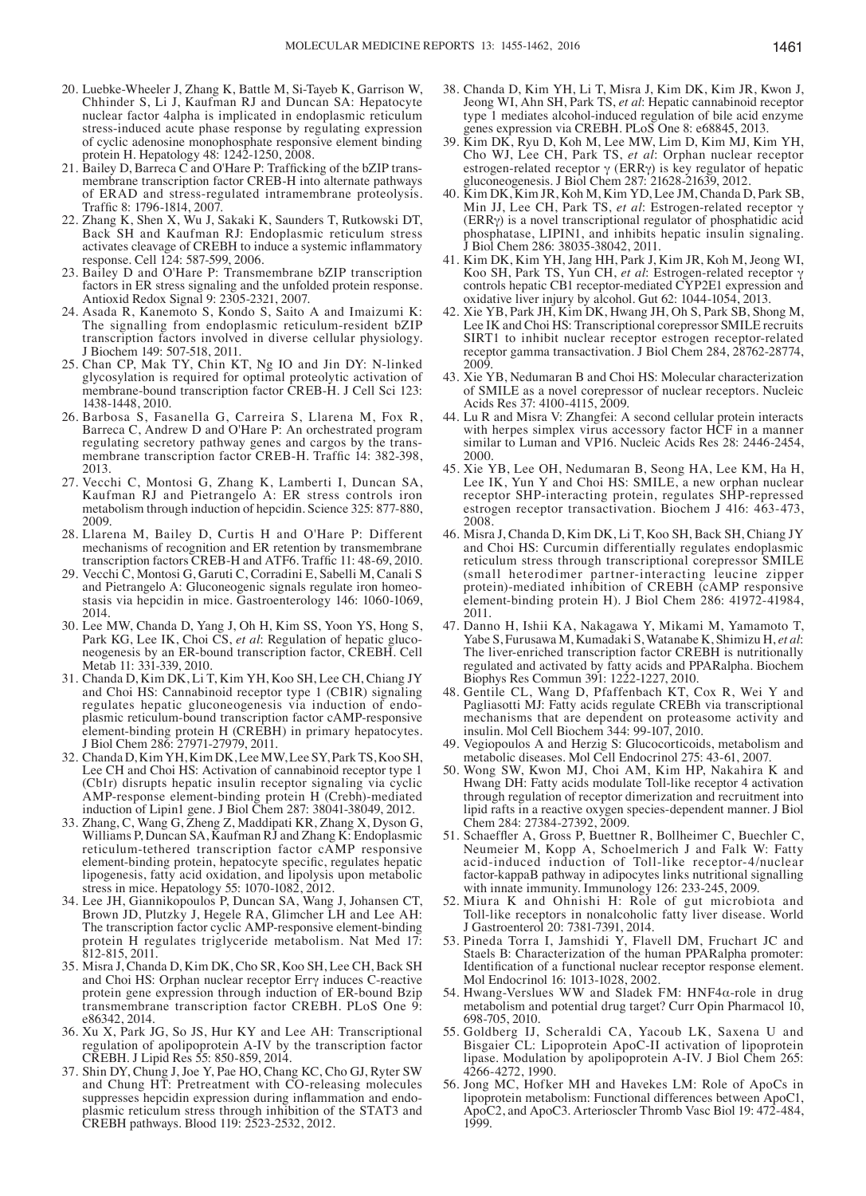20. Luebke-Wheeler J, Zhang K, Battle M, Si-Tayeb K, Garrison W, Chhinder S, Li J, Kaufman RJ and Duncan SA: Hepatocyte nuclear factor 4alpha is implicated in endoplasmic reticulum stress-induced acute phase response by regulating expression of cyclic adenosine monophosphate responsive element binding protein H. Hepatology 48: 1242-1250, 2008.
21. Bailey D, Barreca C and O'Hare P: Trafficking of the bZIP transmembrane transcription factor CREB-H into alternate pathways of ERAD and stress-regulated intramembrane proteolysis. Traffic 8: 1796-1814, 2007.
22. Zhang K, Shen X, Wu J, Sakaki K, Saunders T, Rutkowski DT, Back SH and Kaufman RJ: Endoplasmic reticulum stress activates cleavage of CREBH to induce a systemic inflammatory response. Cell 124: 587-599, 2006.
23. Bailey D and O'Hare P: Transmembrane bZIP transcription factors in ER stress signaling and the unfolded protein response. Antioxid Redox Signal 9: 2305-2321, 2007.
24. Asada R, Kanemoto S, Kondo S, Saito A and Imaizumi K: The signalling from endoplasmic reticulum-resident bZIP transcription factors involved in diverse cellular physiology. J Biochem 149: 507-518, 2011.
25. Chan CP, Mak TY, Chin KT, Ng IO and Jin DY: N-linked glycosylation is required for optimal proteolytic activation of membrane-bound transcription factor CREB-H. J Cell Sci 123: 1438-1448, 2010.
26. Barbosa S, Fasanella G, Carreira S, Llarena M, Fox R, Barreca C, Andrew D and O'Hare P: An orchestrated program regulating secretory pathway genes and cargos by the transmembrane transcription factor CREB-H. Traffic 14: 382-398, 2013.
27. Vecchi C, Montosi G, Zhang K, Lamberti I, Duncan SA, Kaufman RJ and Pietrangelo A: ER stress controls iron metabolism through induction of hepcidin. Science 325: 877-880, 2009.
28. Llarena M, Bailey D, Curtis H and O'Hare P: Different mechanisms of recognition and ER retention by transmembrane transcription factors CREB-H and ATF6. Traffic 11: 48-69, 2010.
29. Vecchi C, Montosi G, Garuti C, Corradini E, Sabelli M, Canali S and Pietrangelo A: Gluconeogenic signals regulate iron homeostasis via hepcidin in mice. Gastroenterology 146: 1060-1069, 2014.
30. Lee MW, Chanda D, Yang J, Oh H, Kim SS, Yoon YS, Hong S, Park KG, Lee IK, Choi CS, *et al*: Regulation of hepatic gluconeogenesis by an ER-bound transcription factor, CREBH. Cell Metab 11: 331-339, 2010.
31. Chanda D, Kim DK, Li T, Kim YH, Koo SH, Lee CH, Chiang JY and Choi HS: Cannabinoid receptor type 1 (CB1R) signaling regulates hepatic gluconeogenesis via induction of endoplasmic reticulum-bound transcription factor cAMP-responsive element-binding protein H (CREBH) in primary hepatocytes. J Biol Chem 286: 27971-27979, 2011.
32. Chanda D, Kim YH, Kim DK, Lee MW, Lee SY, Park TS, Koo SH, Lee CH and Choi HS: Activation of cannabinoid receptor type 1 (Cb1r) disrupts hepatic insulin receptor signaling via cyclic AMP-response element-binding protein H (Crebh)-mediated induction of Lipin1 gene. J Biol Chem 287: 38041-38049, 2012.
33. Zhang, C, Wang G, Zheng Z, Maddipati KR, Zhang X, Dyson G, Williams P, Duncan SA, Kaufman RJ and Zhang K: Endoplasmic reticulum-tethered transcription factor cAMP responsive element-binding protein, hepatocyte specific, regulates hepatic lipogenesis, fatty acid oxidation, and lipolysis upon metabolic stress in mice. Hepatology 55: 1070-1082, 2012.
34. Lee JH, Giannikopoulos P, Duncan SA, Wang J, Johansen CT, Brown JD, Plutzky J, Hegele RA, Glimcher LH and Lee AH: The transcription factor cyclic AMP-responsive element-binding protein H regulates triglyceride metabolism. Nat Med 17: 812-815, 2011.
35. Misra J, Chanda D, Kim DK, Cho SR, Koo SH, Lee CH, Back SH and Choi HS: Orphan nuclear receptor Errγ induces C-reactive protein gene expression through induction of ER-bound Bzip transmembrane transcription factor CREBH. PLoS One 9: e86342, 2014.
36. Xu X, Park JG, So JS, Hur KY and Lee AH: Transcriptional regulation of apolipoprotein A-IV by the transcription factor CREBH. J Lipid Res 55: 850-859, 2014.
37. Shin DY, Chung J, Joe Y, Pae HO, Chang KC, Cho GJ, Ryter SW and Chung HT: Pretreatment with CO-releasing molecules suppresses hepcidin expression during inflammation and endoplasmic reticulum stress through inhibition of the STAT3 and CREBH pathways. Blood 119: 2523-2532, 2012.
38. Chanda D, Kim YH, Li T, Misra J, Kim DK, Kim JR, Kwon J, Jeong WI, Ahn SH, Park TS, *et al*: Hepatic cannabinoid receptor type 1 mediates alcohol-induced regulation of bile acid enzyme genes expression via CREBH. PLoS One 8: e68845, 2013.
39. Kim DK, Ryu D, Koh M, Lee MW, Lim D, Kim MJ, Kim YH, Cho WJ, Lee CH, Park TS, *et al*: Orphan nuclear receptor estrogen-related receptor γ (ERRγ) is key regulator of hepatic gluconeogenesis. J Biol Chem 287: 21628-21639, 2012.
40. Kim DK, Kim JR, Koh M, Kim YD, Lee JM, Chanda D, Park SB, Min JJ, Lee CH, Park TS, *et al*: Estrogen-related receptor γ (ERRγ) is a novel transcriptional regulator of phosphatidic acid phosphatase, LIPIN1, and inhibits hepatic insulin signaling. J Biol Chem 286: 38035-38042, 2011.
41. Kim DK, Kim YH, Jang HH, Park J, Kim JR, Koh M, Jeong WI, Koo SH, Park TS, Yun CH, *et al*: Estrogen-related receptor γ controls hepatic CB1 receptor-mediated CYP2E1 expression and oxidative liver injury by alcohol. Gut 62: 1044-1054, 2013.
42. Xie YB, Park JH, Kim DK, Hwang JH, Oh S, Park SB, Shong M, Lee IK and Choi HS: Transcriptional corepressor SMILE recruits SIRT1 to inhibit nuclear receptor estrogen receptor-related receptor gamma transactivation. J Biol Chem 284, 28762-28774, 2009.
43. Xie YB, Nedumaran B and Choi HS: Molecular characterization of SMILE as a novel corepressor of nuclear receptors. Nucleic Acids Res 37: 4100-4115, 2009.
44. Lu R and Misra V: Zhangfei: A second cellular protein interacts with herpes simplex virus accessory factor HCF in a manner similar to Luman and VP16. Nucleic Acids Res 28: 2446-2454, 2000.
45. Xie YB, Lee OH, Nedumaran B, Seong HA, Lee KM, Ha H, Lee IK, Yun Y and Choi HS: SMILE, a new orphan nuclear receptor SHP-interacting protein, regulates SHP-repressed estrogen receptor transactivation. Biochem J 416: 463-473, 2008.
46. Misra J, Chanda D, Kim DK, Li T, Koo SH, Back SH, Chiang JY and Choi HS: Curcumin differentially regulates endoplasmic reticulum stress through transcriptional corepressor SMILE (small heterodimer partner-interacting leucine zipper protein)-mediated inhibition of CREBH (cAMP responsive element-binding protein H). J Biol Chem 286: 41972-41984, 2011.
47. Danno H, Ishii KA, Nakagawa Y, Mikami M, Yamamoto T, Yabe S, Furusawa M, Kumadaki S, Watanabe K, Shimizu H, *et al*: The liver-enriched transcription factor CREBH is nutritionally regulated and activated by fatty acids and PPARalpha. Biochem Biophys Res Commun 391: 1222-1227, 2010.
48. Gentile CL, Wang D, Pfaffenbach KT, Cox R, Wei Y and Pagliasotti MJ: Fatty acids regulate CREBh via transcriptional mechanisms that are dependent on proteasome activity and insulin. Mol Cell Biochem 344: 99-107, 2010.
49. Vegiopoulos A and Herzig S: Glucocorticoids, metabolism and metabolic diseases. Mol Cell Endocrinol 275: 43-61, 2007.
50. Wong SW, Kwon MJ, Choi AM, Kim HP, Nakahira K and Hwang DH: Fatty acids modulate Toll-like receptor 4 activation through regulation of receptor dimerization and recruitment into lipid rafts in a reactive oxygen species-dependent manner. J Biol Chem 284: 27384-27392, 2009.
51. Schaeffler A, Gross P, Buettner R, Bollheimer C, Buechler C, Neumeier M, Kopp A, Schoelmerich J and Falk W: Fatty acid-induced induction of Toll-like receptor-4/nuclear factor-kappaB pathway in adipocytes links nutritional signalling with innate immunity. Immunology 126: 233-245, 2009.
52. Miura K and Ohnishi H: Role of gut microbiota and Toll-like receptors in nonalcoholic fatty liver disease. World J Gastroenterol 20: 7381-7391, 2014.
53. Pineda Torra I, Jamshidi Y, Flavell DM, Fruchart JC and Staels B: Characterization of the human PPARalpha promoter: Identification of a functional nuclear receptor response element. Mol Endocrinol 16: 1013-1028, 2002.
54. Hwang-Verslues WW and Sladek FM: HNF4α-role in drug metabolism and potential drug target? Curr Opin Pharmacol 10, 698-705, 2010.
55. Goldberg IJ, Scheraldi CA, Yacoub LK, Saxena U and Bisgaier CL: Lipoprotein ApoC-II activation of lipoprotein lipase. Modulation by apolipoprotein A-IV. J Biol Chem 265: 4266-4272, 1990.
56. Jong MC, Hofker MH and Havekes LM: Role of ApoCs in lipoprotein metabolism: Functional differences between ApoC1, ApoC2, and ApoC3. Arterioscler Thromb Vasc Biol 19: 472-484, 1999.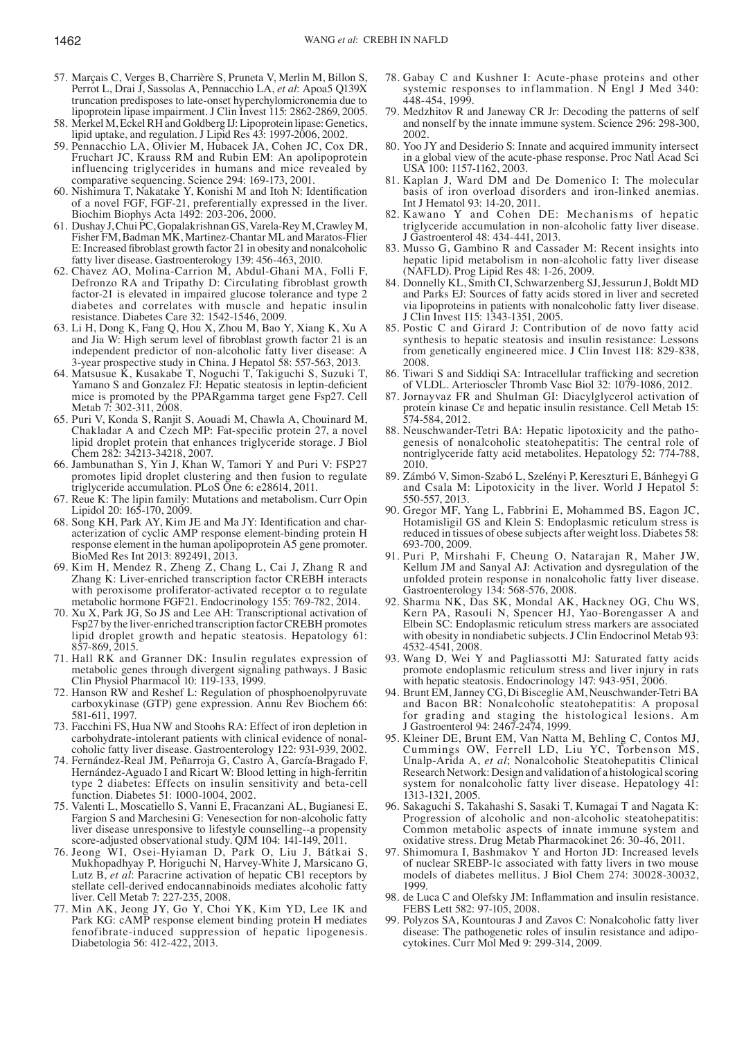57. Marçais C, Verges B, Charrière S, Pruneta V, Merlin M, Billon S, Perrot L, Drai J, Sassolas A, Pennacchio LA, *et al*: Apoa5 Q139X truncation predisposes to late-onset hyperchylomicronemia due to lipoprotein lipase impairment. J Clin Invest 115: 2862-2869, 2005.
58. Merkel M, Eckel RH and Goldberg IJ: Lipoprotein lipase: Genetics, lipid uptake, and regulation. J Lipid Res 43: 1997-2006, 2002.
59. Pennacchio LA, Olivier M, Hubacek JA, Cohen JC, Cox DR, Fruchart JC, Krauss RM and Rubin EM: An apolipoprotein influencing triglycerides in humans and mice revealed by comparative sequencing. Science 294: 169-173, 2001.
60. Nishimura T, Nakatake Y, Konishi M and Itoh N: Identification of a novel FGF, FGF-21, preferentially expressed in the liver. Biochim Biophys Acta 1492: 203-206, 2000.
61. Dushay J, Chui PC, Gopalakrishnan GS, Varela-Rey M, Crawley M, Fisher FM, Badman MK, Martinez-Chantar ML and Maratos-Flier E: Increased fibroblast growth factor 21 in obesity and nonalcoholic fatty liver disease. Gastroenterology 139: 456-463, 2010.
62. Chavez AO, Molina-Carrion M, Abdul-Ghani MA, Folli F, Defronzo RA and Tripathy D: Circulating fibroblast growth factor-21 is elevated in impaired glucose tolerance and type 2 diabetes and correlates with muscle and hepatic insulin resistance. Diabetes Care 32: 1542-1546, 2009.
63. Li H, Dong K, Fang Q, Hou X, Zhou M, Bao Y, Xiang K, Xu A and Jia W: High serum level of fibroblast growth factor 21 is an independent predictor of non-alcoholic fatty liver disease: A 3-year prospective study in China. J Hepatol 58: 557-563, 2013.
64. Matsusue K, Kusakabe T, Noguchi T, Takiguchi S, Suzuki T, Yamano S and Gonzalez FJ: Hepatic steatosis in leptin-deficient mice is promoted by the PPARgamma target gene Fsp27. Cell Metab 7: 302-311, 2008.
65. Puri V, Konda S, Ranjit S, Aouadi M, Chawla A, Chouinard M, Chakladar A and Czech MP: Fat-specific protein 27, a novel lipid droplet protein that enhances triglyceride storage. J Biol Chem 282: 34213-34218, 2007.
66. Jambunathan S, Yin J, Khan W, Tamori Y and Puri V: FSP27 promotes lipid droplet clustering and then fusion to regulate triglyceride accumulation. PLoS One 6: e28614, 2011.
67. Reue K: The lipin family: Mutations and metabolism. Curr Opin Lipidol 20: 165-170, 2009.
68. Song KH, Park AY, Kim JE and Ma JY: Identification and characterization of cyclic AMP response element-binding protein H response element in the human apolipoprotein A5 gene promoter. BioMed Res Int 2013: 892491, 2013.
69. Kim H, Mendez R, Zheng Z, Chang L, Cai J, Zhang R and Zhang K: Liver-enriched transcription factor CREBH interacts with peroxisome proliferator-activated receptor α to regulate metabolic hormone FGF21. Endocrinology 155: 769-782, 2014.
70. Xu X, Park JG, So JS and Lee AH: Transcriptional activation of Fsp27 by the liver-enriched transcription factor CREBH promotes lipid droplet growth and hepatic steatosis. Hepatology 61: 857-869, 2015.
71. Hall RK and Granner DK: Insulin regulates expression of metabolic genes through divergent signaling pathways. J Basic Clin Physiol Pharmacol 10: 119-133, 1999.
72. Hanson RW and Reshef L: Regulation of phosphoenolpyruvate carboxykinase (GTP) gene expression. Annu Rev Biochem 66: 581-611, 1997.
73. Facchini FS, Hua NW and Stoohs RA: Effect of iron depletion in carbohydrate-intolerant patients with clinical evidence of nonalcoholic fatty liver disease. Gastroenterology 122: 931-939, 2002.
74. Fernández-Real JM, Peñarroja G, Castro A, García-Bragado F, Hernández-Aguado I and Ricart W: Blood letting in high-ferritin type 2 diabetes: Effects on insulin sensitivity and beta-cell function. Diabetes 51: 1000-1004, 2002.
75. Valenti L, Moscatiello S, Vanni E, Fracanzani AL, Bugianesi E, Fargion S and Marchesini G: Venesection for non-alcoholic fatty liver disease unresponsive to lifestyle counselling--a propensity score-adjusted observational study. QJM 104: 141-149, 2011.
76. Jeong WI, Osei-Hyiaman D, Park O, Liu J, Bátkai S, Mukhopadhyay P, Horiguchi N, Harvey-White J, Marsicano G, Lutz B, *et al*: Paracrine activation of hepatic CB1 receptors by stellate cell-derived endocannabinoids mediates alcoholic fatty liver. Cell Metab 7: 227-235, 2008.
77. Min AK, Jeong JY, Go Y, Choi YK, Kim YD, Lee IK and Park KG: cAMP response element binding protein H mediates fenofibrate-induced suppression of hepatic lipogenesis. Diabetologia 56: 412-422, 2013.
78. Gabay C and Kushner I: Acute-phase proteins and other systemic responses to inflammation. N Engl J Med 340: 448-454, 1999.
79. Medzhitov R and Janeway CR Jr: Decoding the patterns of self and nonself by the innate immune system. Science 296: 298-300, 2002.
80. Yoo JY and Desiderio S: Innate and acquired immunity intersect in a global view of the acute-phase response. Proc Natl Acad Sci USA 100: 1157-1162, 2003.
81. Kaplan J, Ward DM and De Domenico I: The molecular basis of iron overload disorders and iron-linked anemias. Int J Hematol 93: 14-20, 2011.
82. Kawano Y and Cohen DE: Mechanisms of hepatic triglyceride accumulation in non-alcoholic fatty liver disease. J Gastroenterol 48: 434-441, 2013.
83. Musso G, Gambino R and Cassader M: Recent insights into hepatic lipid metabolism in non-alcoholic fatty liver disease (NAFLD). Prog Lipid Res 48: 1-26, 2009.
84. Donnelly KL, Smith CI, Schwarzenberg SJ, Jessurun J, Boldt MD and Parks EJ: Sources of fatty acids stored in liver and secreted via lipoproteins in patients with nonalcoholic fatty liver disease. J Clin Invest 115: 1343-1351, 2005.
85. Postic C and Girard J: Contribution of de novo fatty acid synthesis to hepatic steatosis and insulin resistance: Lessons from genetically engineered mice. J Clin Invest 118: 829-838, 2008.
86. Tiwari S and Siddiqi SA: Intracellular trafficking and secretion of VLDL. Arterioscler Thromb Vasc Biol 32: 1079-1086, 2012.
87. Jornayvaz FR and Shulman GI: Diacylglycerol activation of protein kinase Cε and hepatic insulin resistance. Cell Metab 15: 574-584, 2012.
88. Neuschwander-Tetri BA: Hepatic lipotoxicity and the pathogenesis of nonalcoholic steatohepatitis: The central role of nontriglyceride fatty acid metabolites. Hepatology 52: 774-788, 2010.
89. Zámbó V, Simon-Szabó L, Szelényi P, Kereszturi E, Bánhegyi G and Csala M: Lipotoxicity in the liver. World J Hepatol 5: 550-557, 2013.
90. Gregor MF, Yang L, Fabbrini E, Mohammed BS, Eagon JC, Hotamisligil GS and Klein S: Endoplasmic reticulum stress is reduced in tissues of obese subjects after weight loss. Diabetes 58: 693-700, 2009.
91. Puri P, Mirshahi F, Cheung O, Natarajan R, Maher JW, Kellum JM and Sanyal AJ: Activation and dysregulation of the unfolded protein response in nonalcoholic fatty liver disease. Gastroenterology 134: 568-576, 2008.
92. Sharma NK, Das SK, Mondal AK, Hackney OG, Chu WS, Kern PA, Rasouli N, Spencer HJ, Yao-Borengasser A and Elbein SC: Endoplasmic reticulum stress markers are associated with obesity in nondiabetic subjects. J Clin Endocrinol Metab 93: 4532-4541, 2008.
93. Wang D, Wei Y and Pagliassotti MJ: Saturated fatty acids promote endoplasmic reticulum stress and liver injury in rats with hepatic steatosis. Endocrinology 147: 943-951, 2006.
94. Brunt EM, Janney CG, Di Bisceglie AM, Neuschwander-Tetri BA and Bacon BR: Nonalcoholic steatohepatitis: A proposal for grading and staging the histological lesions. Am J Gastroenterol 94: 2467-2474, 1999.
95. Kleiner DE, Brunt EM, Van Natta M, Behling C, Contos MJ, Cummings OW, Ferrell LD, Liu YC, Torbenson MS, Unalp-Arida A, *et al*: Nonalcoholic Steatohepatitis Clinical Research Network: Design and validation of a histological scoring system for nonalcoholic fatty liver disease. Hepatology 41: 1313-1321, 2005.
96. Sakaguchi S, Takahashi S, Sasaki T, Kumagai T and Nagata K: Progression of alcoholic and non-alcoholic steatohepatitis: Common metabolic aspects of innate immune system and oxidative stress. Drug Metab Pharmacokinet 26: 30-46, 2011.
97. Shimomura I, Bashmakov Y and Horton JD: Increased levels of nuclear SREBP-1c associated with fatty livers in two mouse models of diabetes mellitus. J Biol Chem 274: 30028-30032, 1999.
98. de Luca C and Olefsky JM: Inflammation and insulin resistance. FEBS Lett 582: 97-105, 2008.
99. Polyzos SA, Kountouras J and Zavos C: Nonalcoholic fatty liver disease: The pathogenetic roles of insulin resistance and adipocytokines. Curr Mol Med 9: 299-314, 2009.